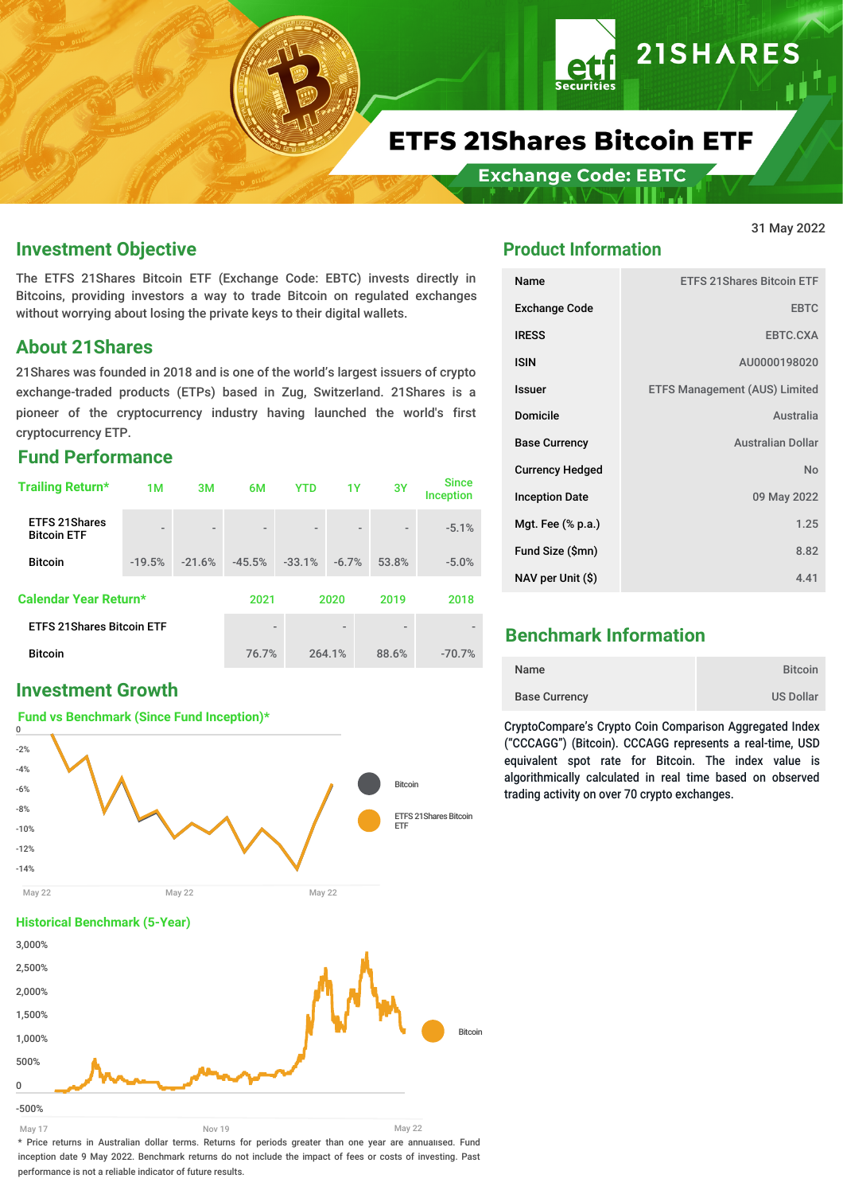# ETFS 21Shares Bitcoin ETF

## Exchange Code: EBTC

31 May 2022

## Investment Objective

The ETFS 21Shares Bitcoin ETF (Exchange Code: EBTC) invests directly in Bitcoins, providing investors a way to trade Bitcoin on regulated exchanges without worrying about losing the private keys to their digital wallets.

## About 21Shares

21Shares was founded in 2018 and is one of the world's largest issuers of crypto exchange-traded products (ETPs) based in Zug, Switzerland. 21Shares is a pioneer of the cryptocurrency industry having launched the world's first cryptocurrency ETP.

## Fund Performance

| Trailing Return* | 1M | 3M | 6M | YTD | 1Y | 3Y | Since Inception |
|---|---|---|---|---|---|---|---|
| ETFS 21Shares Bitcoin ETF | - | - | - | - | - | - | -5.1% |
| Bitcoin | -19.5% | -21.6% | -45.5% | -33.1% | -6.7% | 53.8% | -5.0% |

| Calendar Year Return* | 2021 | 2020 | 2019 | 2018 |
|---|---|---|---|---|
| ETFS 21Shares Bitcoin ETF | - | - | - | - |
| Bitcoin | 76.7% | 264.1% | 88.6% | -70.7% |

## Investment Growth

### Fund vs Benchmark (Since Fund Inception)*

### Historical Benchmark (5-Year)

\* Price returns in Australian dollar terms. Returns for periods greater than one year are annualised. Fund inception date 9 May 2022. Benchmark returns do not include the impact of fees or costs of investing. Past performance is not a reliable indicator of future results.

## Product Information

| | |
|---|---|
| Name | ETFS 21Shares Bitcoin ETF |
| Exchange Code | EBTC |
| IRESS | EBTC.CXA |
| ISIN | AU0000198020 |
| Issuer | ETFS Management (AUS) Limited |
| Domicile | Australia |
| Base Currency | Australian Dollar |
| Currency Hedged | No |
| Inception Date | 09 May 2022 |
| Mgt. Fee (% p.a.) | 1.25 |
| Fund Size ($mn) | 8.82 |
| NAV per Unit ($) | 4.41 |

## Benchmark Information

| | |
|---|---|
| Name | Bitcoin |
| Base Currency | US Dollar |

CryptoCompare's Crypto Coin Comparison Aggregated Index ("CCCAGG") (Bitcoin). CCCAGG represents a real-time, USD equivalent spot rate for Bitcoin. The index value is algorithmically calculated in real time based on observed trading activity on over 70 crypto exchanges.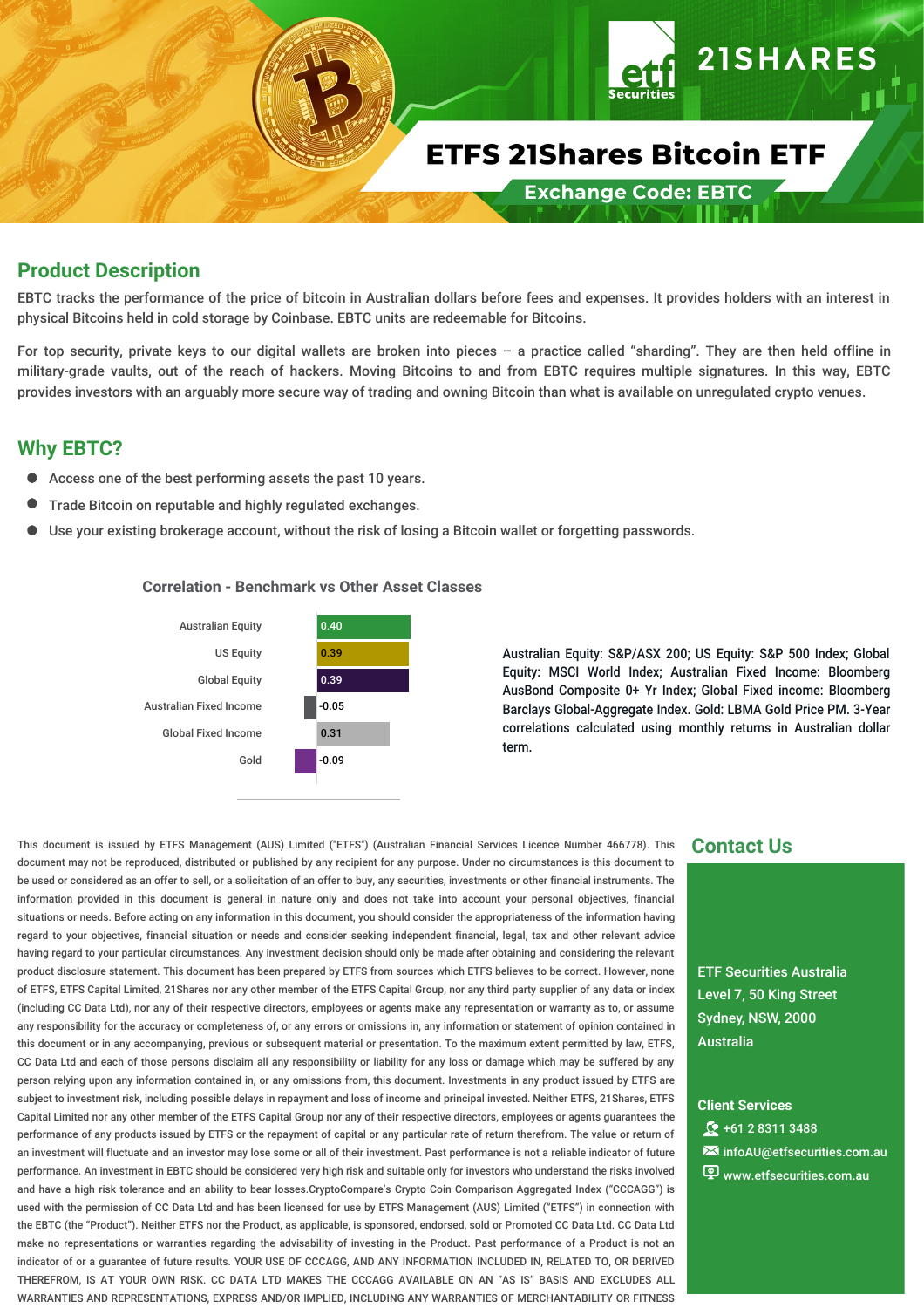# ETFS 21Shares Bitcoin ETF

**Exchange Code: EBTC**

## Product Description

EBTC tracks the performance of the price of bitcoin in Australian dollars before fees and expenses. It provides holders with an interest in physical Bitcoins held in cold storage by Coinbase. EBTC units are redeemable for Bitcoins.

For top security, private keys to our digital wallets are broken into pieces – a practice called "sharding". They are then held offline in military-grade vaults, out of the reach of hackers. Moving Bitcoins to and from EBTC requires multiple signatures. In this way, EBTC provides investors with an arguably more secure way of trading and owning Bitcoin than what is available on unregulated crypto venues.

## Why EBTC?

- Access one of the best performing assets the past 10 years.
- Trade Bitcoin on reputable and highly regulated exchanges.
- Use your existing brokerage account, without the risk of losing a Bitcoin wallet or forgetting passwords.

### Correlation - Benchmark vs Other Asset Classes

Australian Equity 0.40
US Equity 0.39
Global Equity 0.39
Australian Fixed Income -0.05
Global Fixed Income 0.31
Gold -0.09

Australian Equity: S&P/ASX 200; US Equity: S&P 500 Index; Global Equity: MSCI World Index; Australian Fixed Income: Bloomberg AusBond Composite 0+ Yr Index; Global Fixed income: Bloomberg Barclays Global-Aggregate Index. Gold: LBMA Gold Price PM. 3-Year correlations calculated using monthly returns in Australian dollar term.

This document is issued by ETFS Management (AUS) Limited ("ETFS") (Australian Financial Services Licence Number 466778). This document may not be reproduced, distributed or published by any recipient for any purpose. Under no circumstances is this document to be used or considered as an offer to sell, or a solicitation of an offer to buy, any securities, investments or other financial instruments. The information provided in this document is general in nature only and does not take into account your personal objectives, financial situations or needs. Before acting on any information in this document, you should consider the appropriateness of the information having regard to your objectives, financial situation or needs and consider seeking independent financial, legal, tax and other relevant advice having regard to your particular circumstances. Any investment decision should only be made after obtaining and considering the relevant product disclosure statement. This document has been prepared by ETFS from sources which ETFS believes to be correct. However, none of ETFS, ETFS Capital Limited, 21Shares nor any other member of the ETFS Capital Group, nor any third party supplier of any data or index (including CC Data Ltd), nor any of their respective directors, employees or agents make any representation or warranty as to, or assume any responsibility for the accuracy or completeness of, or any errors or omissions in, any information or statement of opinion contained in this document or in any accompanying, previous or subsequent material or presentation. To the maximum extent permitted by law, ETFS, CC Data Ltd and each of those persons disclaim all any responsibility or liability for any loss or damage which may be suffered by any person relying upon any information contained in, or any omissions from, this document. Investments in any product issued by ETFS are subject to investment risk, including possible delays in repayment and loss of income and principal invested. Neither ETFS, 21Shares, ETFS Capital Limited nor any other member of the ETFS Capital Group nor any of their respective directors, employees or agents guarantees the performance of any products issued by ETFS or the repayment of capital or any particular rate of return therefrom. The value or return of an investment will fluctuate and an investor may lose some or all of their investment. Past performance is not a reliable indicator of future performance. An investment in EBTC should be considered very high risk and suitable only for investors who understand the risks involved and have a high risk tolerance and an ability to bear losses.CryptoCompare's Crypto Coin Comparison Aggregated Index ("CCCAGG") is used with the permission of CC Data Ltd and has been licensed for use by ETFS Management (AUS) Limited ("ETFS") in connection with the EBTC (the "Product"). Neither ETFS nor the Product, as applicable, is sponsored, endorsed, sold or Promoted CC Data Ltd. CC Data Ltd make no representations or warranties regarding the advisability of investing in the Product. Past performance of a Product is not an indicator of or a guarantee of future results. YOUR USE OF CCCAGG, AND ANY INFORMATION INCLUDED IN, RELATED TO, OR DERIVED THEREFROM, IS AT YOUR OWN RISK. CC DATA LTD MAKES THE CCCAGG AVAILABLE ON AN "AS IS" BASIS AND EXCLUDES ALL WARRANTIES AND REPRESENTATIONS, EXPRESS AND/OR IMPLIED, INCLUDING ANY WARRANTIES OF MERCHANTABILITY OR FITNESS

## Contact Us

ETF Securities Australia
Level 7, 50 King Street
Sydney, NSW, 2000
Australia

**Client Services**

+61 2 8311 3488
infoAU@etfsecurities.com.au
www.etfsecurities.com.au